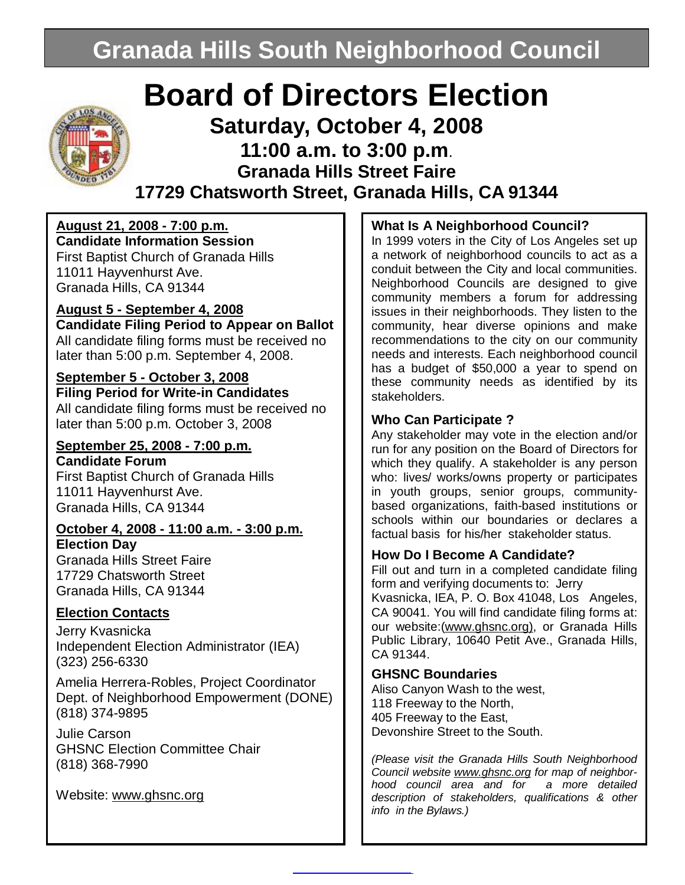# Granada Hills South Neighborhood Council

# Board of Directors Election

## Saturday, October 4, 2008

## 11:00 a.m. to 3:00 p.m.

### Granada Hills Street Faire

### 17729 Chatsworth Street, Granada Hills, CA 91344

**August 21, 2008 - 7:00 p.m.**
**Candidate Information Session**
First Baptist Church of Granada Hills
11011 Hayvenhurst Ave.
Granada Hills, CA 91344

**August 5 - September 4, 2008**
**Candidate Filing Period to Appear on Ballot**
All candidate filing forms must be received no later than 5:00 p.m. September 4, 2008.

**September 5 - October 3, 2008**
**Filing Period for Write-in Candidates**
All candidate filing forms must be received no later than 5:00 p.m. October 3, 2008

**September 25, 2008 - 7:00 p.m.**
**Candidate Forum**
First Baptist Church of Granada Hills
11011 Hayvenhurst Ave.
Granada Hills, CA 91344

**October 4, 2008 - 11:00 a.m. - 3:00 p.m.**
**Election Day**
Granada Hills Street Faire
17729 Chatsworth Street
Granada Hills, CA 91344

**Election Contacts**

Jerry Kvasnicka
Independent Election Administrator (IEA)
(323) 256-6330

Amelia Herrera-Robles, Project Coordinator
Dept. of Neighborhood Empowerment (DONE)
(818) 374-9895

Julie Carson
GHSNC Election Committee Chair
(818) 368-7990

Website: www.ghsnc.org

**What Is A Neighborhood Council?**

In 1999 voters in the City of Los Angeles set up a network of neighborhood councils to act as a conduit between the City and local communities. Neighborhood Councils are designed to give community members a forum for addressing issues in their neighborhoods. They listen to the community, hear diverse opinions and make recommendations to the city on our community needs and interests. Each neighborhood council has a budget of $50,000 a year to spend on these community needs as identified by its stakeholders.

**Who Can Participate ?**

Any stakeholder may vote in the election and/or run for any position on the Board of Directors for which they qualify. A stakeholder is any person who: lives/ works/owns property or participates in youth groups, senior groups, community-based organizations, faith-based institutions or schools within our boundaries or declares a factual basis for his/her stakeholder status.

**How Do I Become A Candidate?**

Fill out and turn in a completed candidate filing form and verifying documents to: Jerry Kvasnicka, IEA, P. O. Box 41048, Los Angeles, CA 90041. You will find candidate filing forms at: our website:(www.ghsnc.org), or Granada Hills Public Library, 10640 Petit Ave., Granada Hills, CA 91344.

**GHSNC Boundaries**

Aliso Canyon Wash to the west,
118 Freeway to the North,
405 Freeway to the East,
Devonshire Street to the South.

*(Please visit the Granada Hills South Neighborhood Council website www.ghsnc.org for map of neighborhood council area and for a more detailed description of stakeholders, qualifications & other info in the Bylaws.)*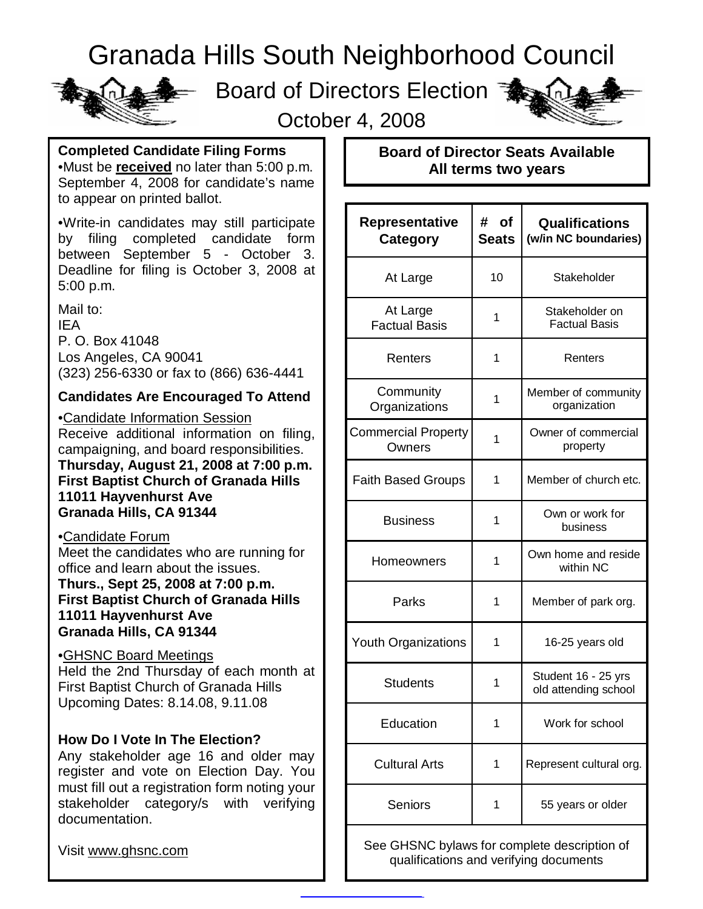# Granada Hills South Neighborhood Council

## Board of Directors Election

## October 4, 2008

**Completed Candidate Filing Forms**

•Must be **received** no later than 5:00 p.m. September 4, 2008 for candidate's name to appear on printed ballot.

•Write-in candidates may still participate by filing completed candidate form between September 5 - October 3. Deadline for filing is October 3, 2008 at 5:00 p.m.

Mail to:
IEA
P. O. Box 41048
Los Angeles, CA 90041
(323) 256-6330 or fax to (866) 636-4441

**Candidates Are Encouraged To Attend**

•Candidate Information Session
Receive additional information on filing, campaigning, and board responsibilities.
**Thursday, August 21, 2008 at 7:00 p.m.**
**First Baptist Church of Granada Hills**
**11011 Hayvenhurst Ave**
**Granada Hills, CA 91344**

•Candidate Forum
Meet the candidates who are running for office and learn about the issues.
**Thurs., Sept 25, 2008 at 7:00 p.m.**
**First Baptist Church of Granada Hills**
**11011 Hayvenhurst Ave**
**Granada Hills, CA 91344**

•GHSNC Board Meetings
Held the 2nd Thursday of each month at First Baptist Church of Granada Hills
Upcoming Dates: 8.14.08, 9.11.08

**How Do I Vote In The Election?**

Any stakeholder age 16 and older may register and vote on Election Day. You must fill out a registration form noting your stakeholder category/s with verifying documentation.

Visit www.ghsnc.com

**Board of Director Seats Available**
**All terms two years**

| Representative Category | # of Seats | Qualifications (w/in NC boundaries) |
|---|---|---|
| At Large | 10 | Stakeholder |
| At Large Factual Basis | 1 | Stakeholder on Factual Basis |
| Renters | 1 | Renters |
| Community Organizations | 1 | Member of community organization |
| Commercial Property Owners | 1 | Owner of commercial property |
| Faith Based Groups | 1 | Member of church etc. |
| Business | 1 | Own or work for business |
| Homeowners | 1 | Own home and reside within NC |
| Parks | 1 | Member of park org. |
| Youth Organizations | 1 | 16-25 years old |
| Students | 1 | Student 16 - 25 yrs old attending school |
| Education | 1 | Work for school |
| Cultural Arts | 1 | Represent cultural org. |
| Seniors | 1 | 55 years or older |

See GHSNC bylaws for complete description of qualifications and verifying documents